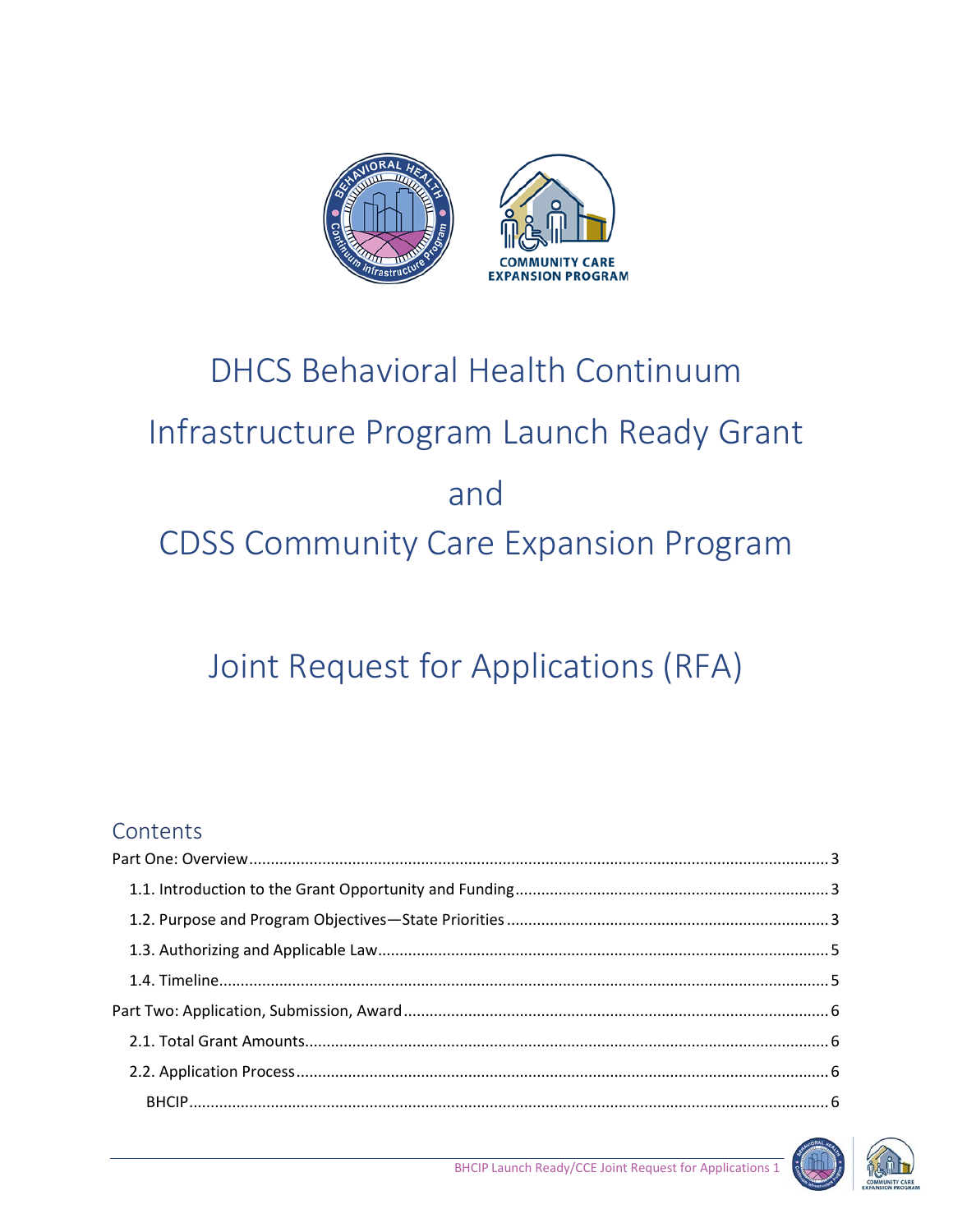# DHCS Behavioral Health Continuum Infrastructure Program Launch Ready Grant and CDSS Community Care Expansion Program

# Joint Request for Applications (RFA)

## Contents

Part One: Overview ........ 3

- 1.1. Introduction to the Grant Opportunity and Funding ........ 3
- 1.2. Purpose and Program Objectives—State Priorities ........ 3
- 1.3. Authorizing and Applicable Law ........ 5
- 1.4. Timeline ........ 5

Part Two: Application, Submission, Award ........ 6

- 2.1. Total Grant Amounts ........ 6
- 2.2. Application Process ........ 6
  - BHCIP ........ 6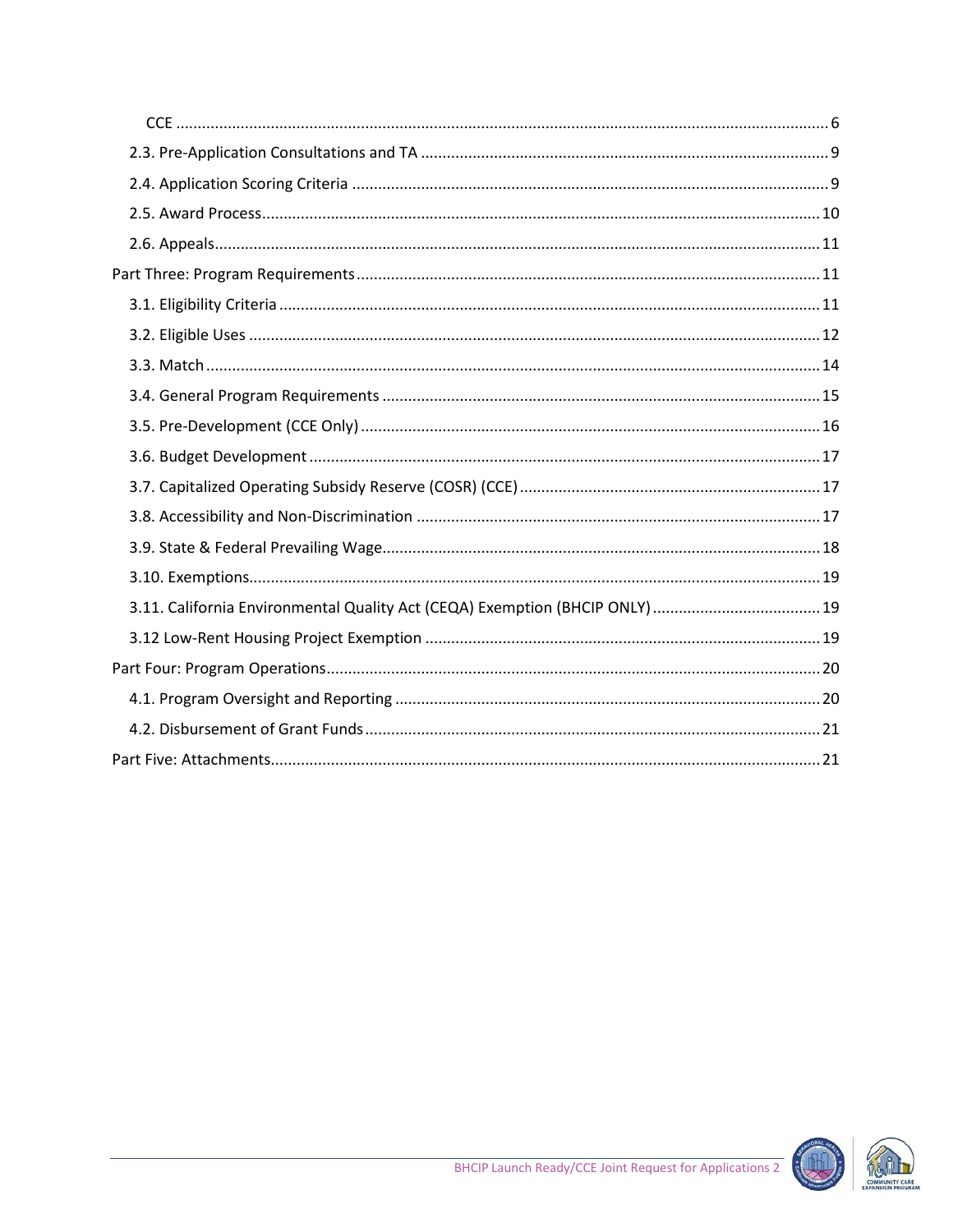CCE ........................................................................................................................................... 6

2.3. Pre-Application Consultations and TA ............................................................................................ 9

2.4. Application Scoring Criteria ............................................................................................................ 9

2.5. Award Process ............................................................................................................................... 10

2.6. Appeals .......................................................................................................................................... 11

Part Three: Program Requirements ........................................................................................................ 11

3.1. Eligibility Criteria ............................................................................................................................ 11

3.2. Eligible Uses ................................................................................................................................... 12

3.3. Match ............................................................................................................................................. 14

3.4. General Program Requirements .................................................................................................... 15

3.5. Pre-Development (CCE Only) ......................................................................................................... 16

3.6. Budget Development ..................................................................................................................... 17

3.7. Capitalized Operating Subsidy Reserve (COSR) (CCE) .................................................................... 17

3.8. Accessibility and Non-Discrimination ............................................................................................ 17

3.9. State & Federal Prevailing Wage .................................................................................................... 18

3.10. Exemptions .................................................................................................................................. 19

3.11. California Environmental Quality Act (CEQA) Exemption (BHCIP ONLY) ...................................... 19

3.12 Low-Rent Housing Project Exemption .......................................................................................... 19

Part Four: Program Operations ................................................................................................................ 20

4.1. Program Oversight and Reporting ................................................................................................. 20

4.2. Disbursement of Grant Funds ........................................................................................................ 21

Part Five: Attachments ............................................................................................................................. 21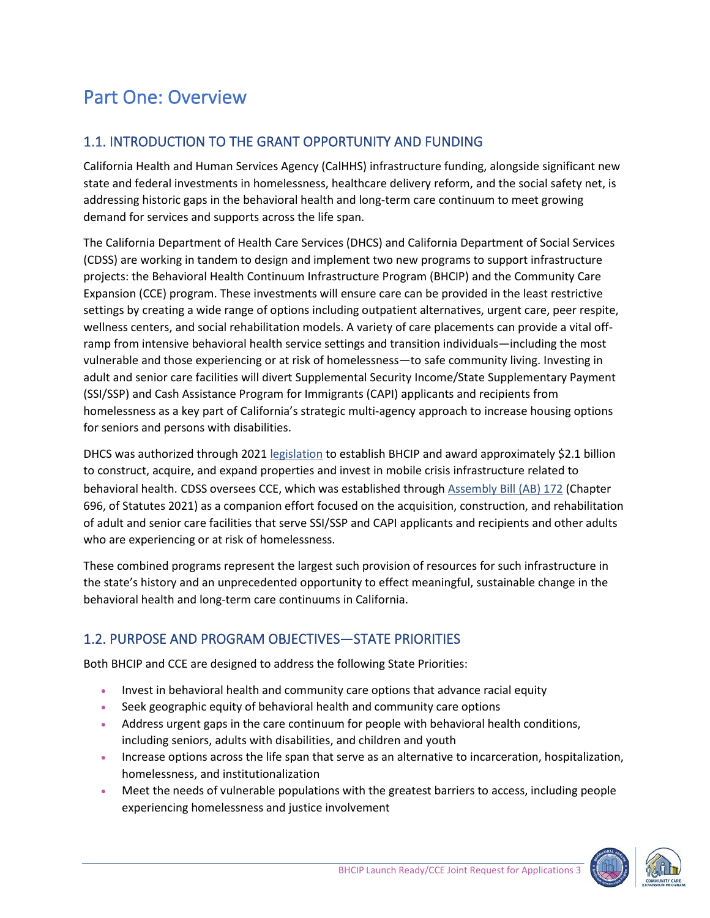# Part One: Overview

## 1.1. INTRODUCTION TO THE GRANT OPPORTUNITY AND FUNDING

California Health and Human Services Agency (CalHHS) infrastructure funding, alongside significant new state and federal investments in homelessness, healthcare delivery reform, and the social safety net, is addressing historic gaps in the behavioral health and long-term care continuum to meet growing demand for services and supports across the life span.

The California Department of Health Care Services (DHCS) and California Department of Social Services (CDSS) are working in tandem to design and implement two new programs to support infrastructure projects: the Behavioral Health Continuum Infrastructure Program (BHCIP) and the Community Care Expansion (CCE) program. These investments will ensure care can be provided in the least restrictive settings by creating a wide range of options including outpatient alternatives, urgent care, peer respite, wellness centers, and social rehabilitation models. A variety of care placements can provide a vital off-ramp from intensive behavioral health service settings and transition individuals—including the most vulnerable and those experiencing or at risk of homelessness—to safe community living. Investing in adult and senior care facilities will divert Supplemental Security Income/State Supplementary Payment (SSI/SSP) and Cash Assistance Program for Immigrants (CAPI) applicants and recipients from homelessness as a key part of California's strategic multi-agency approach to increase housing options for seniors and persons with disabilities.

DHCS was authorized through 2021 legislation to establish BHCIP and award approximately $2.1 billion to construct, acquire, and expand properties and invest in mobile crisis infrastructure related to behavioral health. CDSS oversees CCE, which was established through Assembly Bill (AB) 172 (Chapter 696, of Statutes 2021) as a companion effort focused on the acquisition, construction, and rehabilitation of adult and senior care facilities that serve SSI/SSP and CAPI applicants and recipients and other adults who are experiencing or at risk of homelessness.

These combined programs represent the largest such provision of resources for such infrastructure in the state's history and an unprecedented opportunity to effect meaningful, sustainable change in the behavioral health and long-term care continuums in California.

## 1.2. PURPOSE AND PROGRAM OBJECTIVES—STATE PRIORITIES

Both BHCIP and CCE are designed to address the following State Priorities:

- Invest in behavioral health and community care options that advance racial equity
- Seek geographic equity of behavioral health and community care options
- Address urgent gaps in the care continuum for people with behavioral health conditions, including seniors, adults with disabilities, and children and youth
- Increase options across the life span that serve as an alternative to incarceration, hospitalization, homelessness, and institutionalization
- Meet the needs of vulnerable populations with the greatest barriers to access, including people experiencing homelessness and justice involvement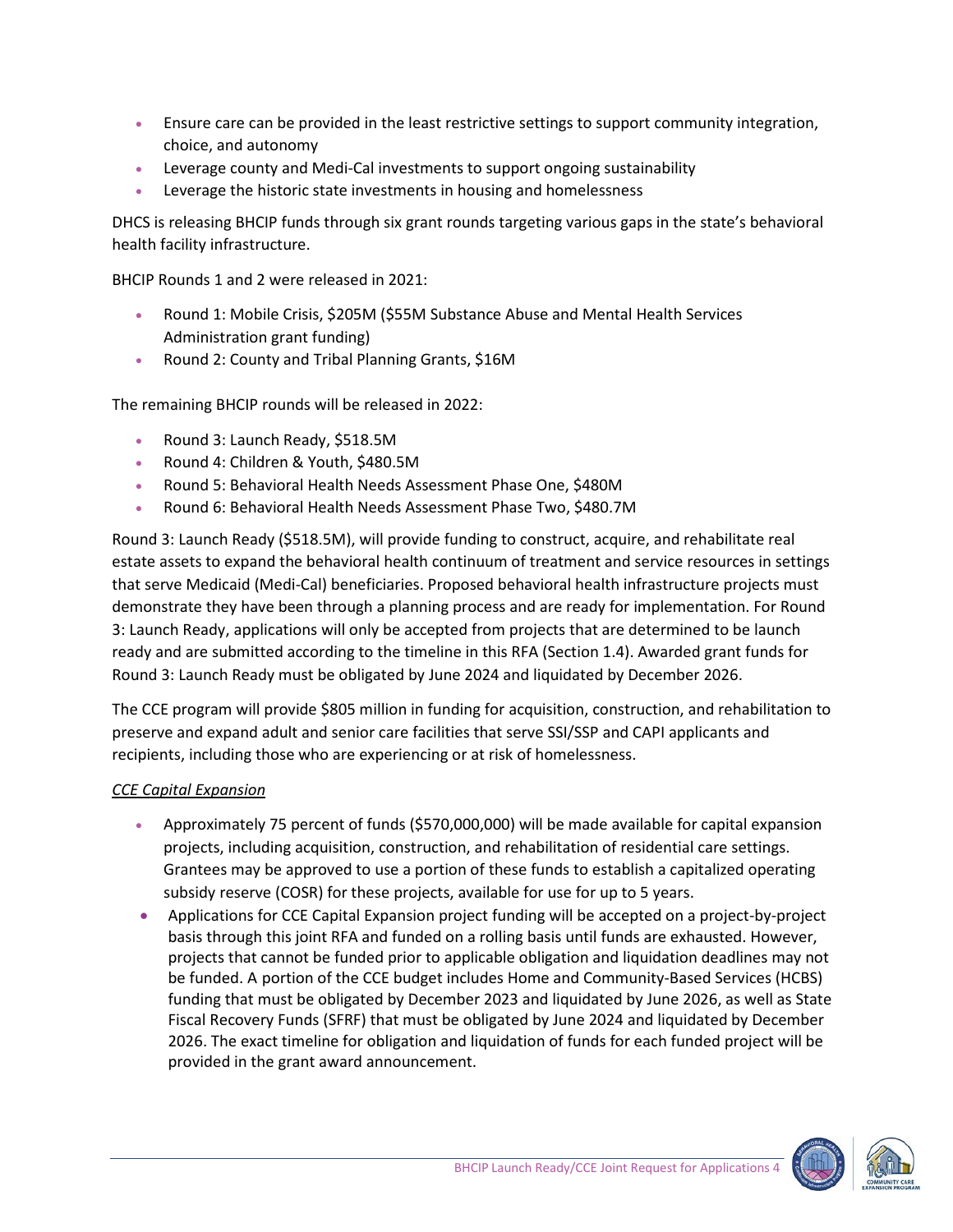- Ensure care can be provided in the least restrictive settings to support community integration, choice, and autonomy
- Leverage county and Medi-Cal investments to support ongoing sustainability
- Leverage the historic state investments in housing and homelessness

DHCS is releasing BHCIP funds through six grant rounds targeting various gaps in the state's behavioral health facility infrastructure.

BHCIP Rounds 1 and 2 were released in 2021:

- Round 1: Mobile Crisis, $205M ($55M Substance Abuse and Mental Health Services Administration grant funding)
- Round 2: County and Tribal Planning Grants, $16M

The remaining BHCIP rounds will be released in 2022:

- Round 3: Launch Ready, $518.5M
- Round 4: Children & Youth, $480.5M
- Round 5: Behavioral Health Needs Assessment Phase One, $480M
- Round 6: Behavioral Health Needs Assessment Phase Two, $480.7M

Round 3: Launch Ready ($518.5M), will provide funding to construct, acquire, and rehabilitate real estate assets to expand the behavioral health continuum of treatment and service resources in settings that serve Medicaid (Medi-Cal) beneficiaries. Proposed behavioral health infrastructure projects must demonstrate they have been through a planning process and are ready for implementation. For Round 3: Launch Ready, applications will only be accepted from projects that are determined to be launch ready and are submitted according to the timeline in this RFA (Section 1.4). Awarded grant funds for Round 3: Launch Ready must be obligated by June 2024 and liquidated by December 2026.

The CCE program will provide $805 million in funding for acquisition, construction, and rehabilitation to preserve and expand adult and senior care facilities that serve SSI/SSP and CAPI applicants and recipients, including those who are experiencing or at risk of homelessness.

*CCE Capital Expansion*

- Approximately 75 percent of funds ($570,000,000) will be made available for capital expansion projects, including acquisition, construction, and rehabilitation of residential care settings. Grantees may be approved to use a portion of these funds to establish a capitalized operating subsidy reserve (COSR) for these projects, available for use for up to 5 years.
- Applications for CCE Capital Expansion project funding will be accepted on a project-by-project basis through this joint RFA and funded on a rolling basis until funds are exhausted. However, projects that cannot be funded prior to applicable obligation and liquidation deadlines may not be funded. A portion of the CCE budget includes Home and Community-Based Services (HCBS) funding that must be obligated by December 2023 and liquidated by June 2026, as well as State Fiscal Recovery Funds (SFRF) that must be obligated by June 2024 and liquidated by December 2026. The exact timeline for obligation and liquidation of funds for each funded project will be provided in the grant award announcement.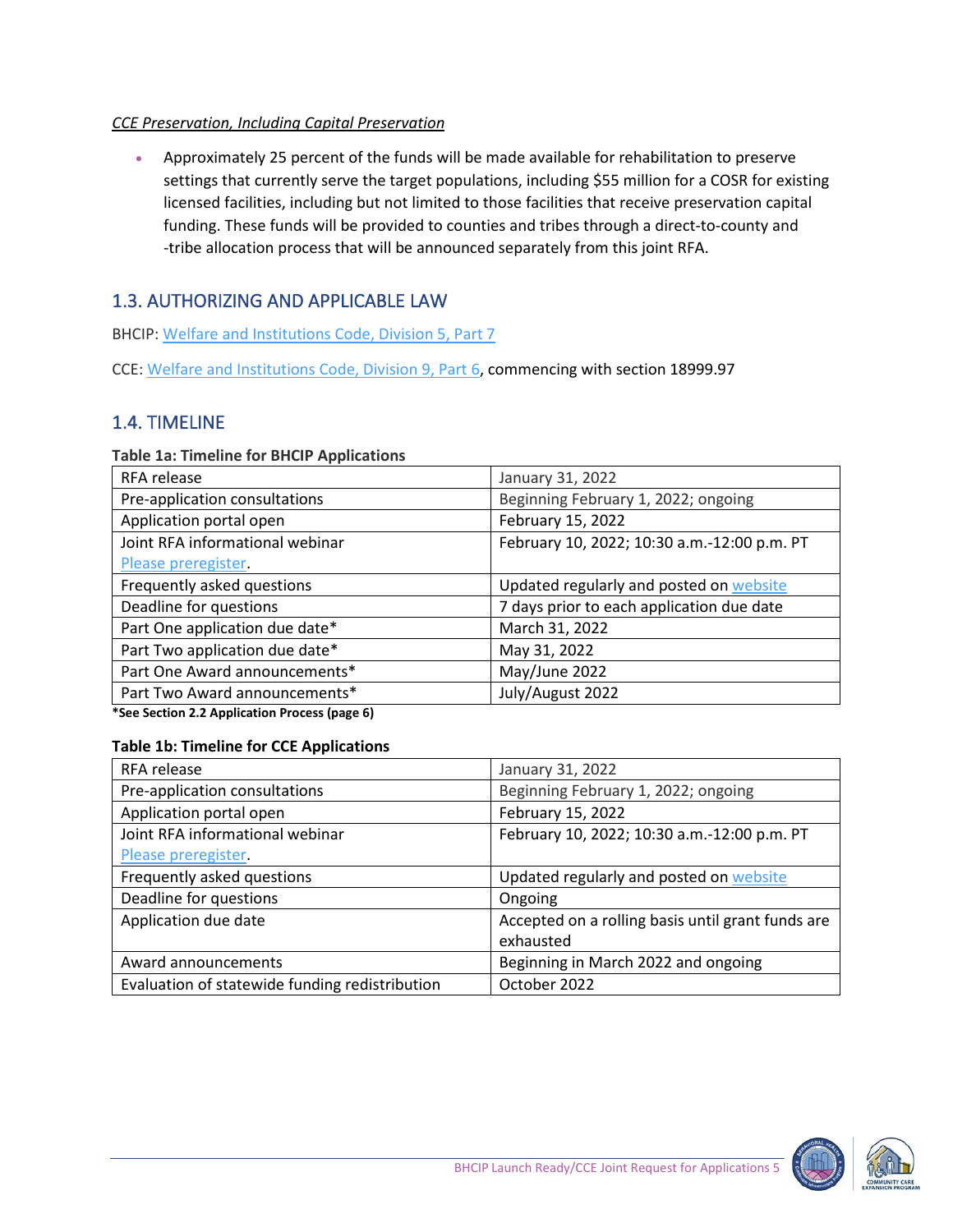*CCE Preservation, Including Capital Preservation*

- Approximately 25 percent of the funds will be made available for rehabilitation to preserve settings that currently serve the target populations, including $55 million for a COSR for existing licensed facilities, including but not limited to those facilities that receive preservation capital funding. These funds will be provided to counties and tribes through a direct-to-county and -tribe allocation process that will be announced separately from this joint RFA.

## 1.3. AUTHORIZING AND APPLICABLE LAW

BHCIP: Welfare and Institutions Code, Division 5, Part 7

CCE: Welfare and Institutions Code, Division 9, Part 6, commencing with section 18999.97

## 1.4. TIMELINE

**Table 1a: Timeline for BHCIP Applications**

| | |
|---|---|
| RFA release | January 31, 2022 |
| Pre-application consultations | Beginning February 1, 2022; ongoing |
| Application portal open | February 15, 2022 |
| Joint RFA informational webinar Please preregister. | February 10, 2022; 10:30 a.m.-12:00 p.m. PT |
| Frequently asked questions | Updated regularly and posted on website |
| Deadline for questions | 7 days prior to each application due date |
| Part One application due date* | March 31, 2022 |
| Part Two application due date* | May 31, 2022 |
| Part One Award announcements* | May/June 2022 |
| Part Two Award announcements* | July/August 2022 |

**\*See Section 2.2 Application Process (page 6)**

**Table 1b: Timeline for CCE Applications**

| | |
|---|---|
| RFA release | January 31, 2022 |
| Pre-application consultations | Beginning February 1, 2022; ongoing |
| Application portal open | February 15, 2022 |
| Joint RFA informational webinar Please preregister. | February 10, 2022; 10:30 a.m.-12:00 p.m. PT |
| Frequently asked questions | Updated regularly and posted on website |
| Deadline for questions | Ongoing |
| Application due date | Accepted on a rolling basis until grant funds are exhausted |
| Award announcements | Beginning in March 2022 and ongoing |
| Evaluation of statewide funding redistribution | October 2022 |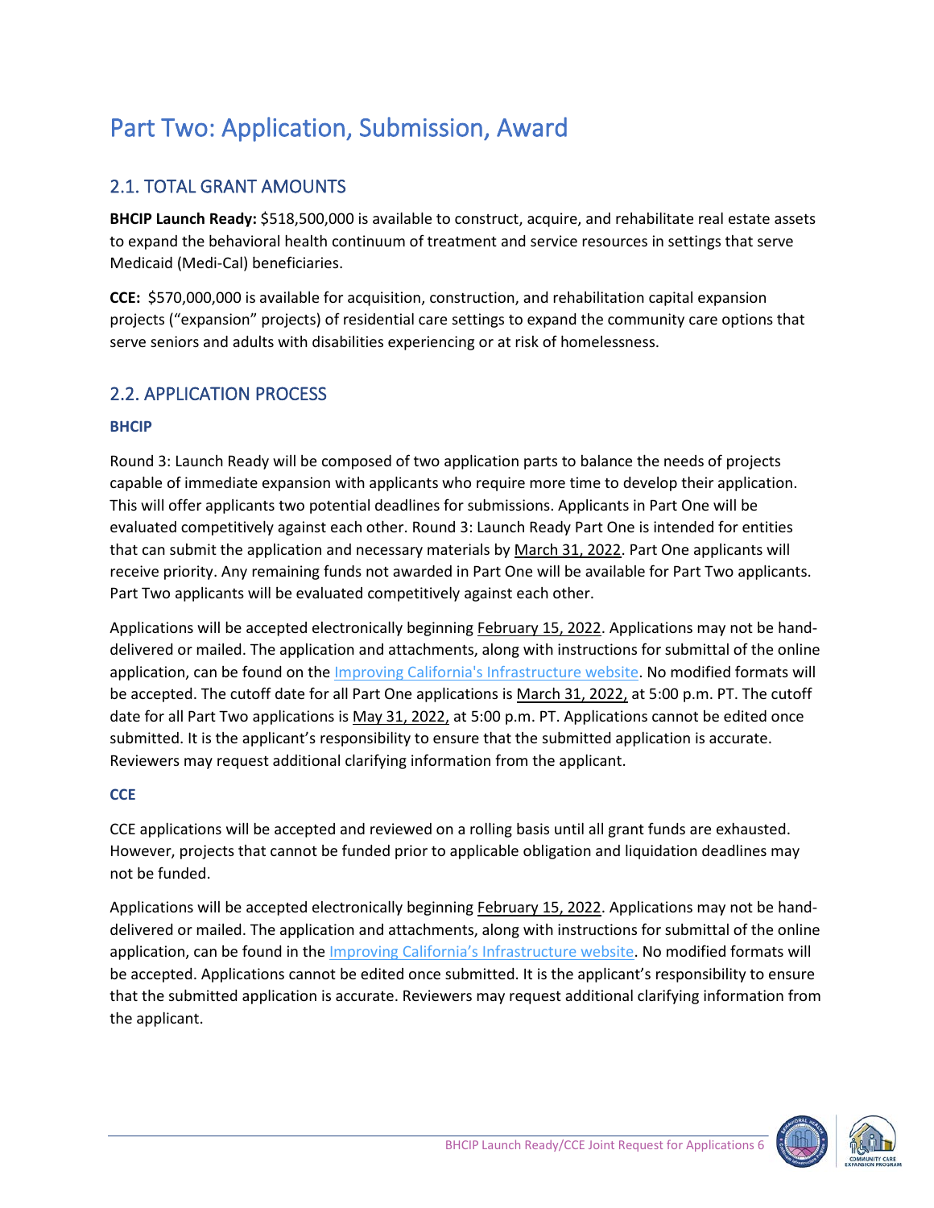# Part Two: Application, Submission, Award

## 2.1. TOTAL GRANT AMOUNTS

**BHCIP Launch Ready:** $518,500,000 is available to construct, acquire, and rehabilitate real estate assets to expand the behavioral health continuum of treatment and service resources in settings that serve Medicaid (Medi-Cal) beneficiaries.

**CCE:** $570,000,000 is available for acquisition, construction, and rehabilitation capital expansion projects ("expansion" projects) of residential care settings to expand the community care options that serve seniors and adults with disabilities experiencing or at risk of homelessness.

## 2.2. APPLICATION PROCESS

### BHCIP

Round 3: Launch Ready will be composed of two application parts to balance the needs of projects capable of immediate expansion with applicants who require more time to develop their application. This will offer applicants two potential deadlines for submissions. Applicants in Part One will be evaluated competitively against each other. Round 3: Launch Ready Part One is intended for entities that can submit the application and necessary materials by March 31, 2022. Part One applicants will receive priority. Any remaining funds not awarded in Part One will be available for Part Two applicants. Part Two applicants will be evaluated competitively against each other.

Applications will be accepted electronically beginning February 15, 2022. Applications may not be hand-delivered or mailed. The application and attachments, along with instructions for submittal of the online application, can be found on the Improving California's Infrastructure website. No modified formats will be accepted. The cutoff date for all Part One applications is March 31, 2022, at 5:00 p.m. PT. The cutoff date for all Part Two applications is May 31, 2022, at 5:00 p.m. PT. Applications cannot be edited once submitted. It is the applicant's responsibility to ensure that the submitted application is accurate. Reviewers may request additional clarifying information from the applicant.

### CCE

CCE applications will be accepted and reviewed on a rolling basis until all grant funds are exhausted. However, projects that cannot be funded prior to applicable obligation and liquidation deadlines may not be funded.

Applications will be accepted electronically beginning February 15, 2022. Applications may not be hand-delivered or mailed. The application and attachments, along with instructions for submittal of the online application, can be found in the Improving California's Infrastructure website. No modified formats will be accepted. Applications cannot be edited once submitted. It is the applicant's responsibility to ensure that the submitted application is accurate. Reviewers may request additional clarifying information from the applicant.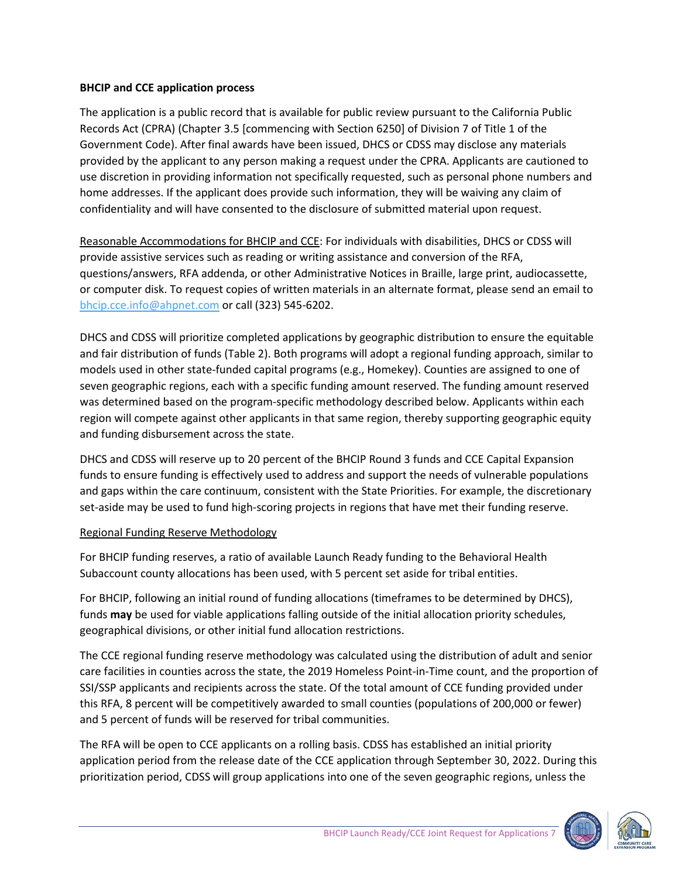**BHCIP and CCE application process**

The application is a public record that is available for public review pursuant to the California Public Records Act (CPRA) (Chapter 3.5 [commencing with Section 6250] of Division 7 of Title 1 of the Government Code). After final awards have been issued, DHCS or CDSS may disclose any materials provided by the applicant to any person making a request under the CPRA. Applicants are cautioned to use discretion in providing information not specifically requested, such as personal phone numbers and home addresses. If the applicant does provide such information, they will be waiving any claim of confidentiality and will have consented to the disclosure of submitted material upon request.

Reasonable Accommodations for BHCIP and CCE: For individuals with disabilities, DHCS or CDSS will provide assistive services such as reading or writing assistance and conversion of the RFA, questions/answers, RFA addenda, or other Administrative Notices in Braille, large print, audiocassette, or computer disk. To request copies of written materials in an alternate format, please send an email to bhcip.cce.info@ahpnet.com or call (323) 545-6202.

DHCS and CDSS will prioritize completed applications by geographic distribution to ensure the equitable and fair distribution of funds (Table 2). Both programs will adopt a regional funding approach, similar to models used in other state-funded capital programs (e.g., Homekey). Counties are assigned to one of seven geographic regions, each with a specific funding amount reserved. The funding amount reserved was determined based on the program-specific methodology described below. Applicants within each region will compete against other applicants in that same region, thereby supporting geographic equity and funding disbursement across the state.

DHCS and CDSS will reserve up to 20 percent of the BHCIP Round 3 funds and CCE Capital Expansion funds to ensure funding is effectively used to address and support the needs of vulnerable populations and gaps within the care continuum, consistent with the State Priorities. For example, the discretionary set-aside may be used to fund high-scoring projects in regions that have met their funding reserve.

Regional Funding Reserve Methodology

For BHCIP funding reserves, a ratio of available Launch Ready funding to the Behavioral Health Subaccount county allocations has been used, with 5 percent set aside for tribal entities.

For BHCIP, following an initial round of funding allocations (timeframes to be determined by DHCS), funds **may** be used for viable applications falling outside of the initial allocation priority schedules, geographical divisions, or other initial fund allocation restrictions.

The CCE regional funding reserve methodology was calculated using the distribution of adult and senior care facilities in counties across the state, the 2019 Homeless Point-in-Time count, and the proportion of SSI/SSP applicants and recipients across the state. Of the total amount of CCE funding provided under this RFA, 8 percent will be competitively awarded to small counties (populations of 200,000 or fewer) and 5 percent of funds will be reserved for tribal communities.

The RFA will be open to CCE applicants on a rolling basis. CDSS has established an initial priority application period from the release date of the CCE application through September 30, 2022. During this prioritization period, CDSS will group applications into one of the seven geographic regions, unless the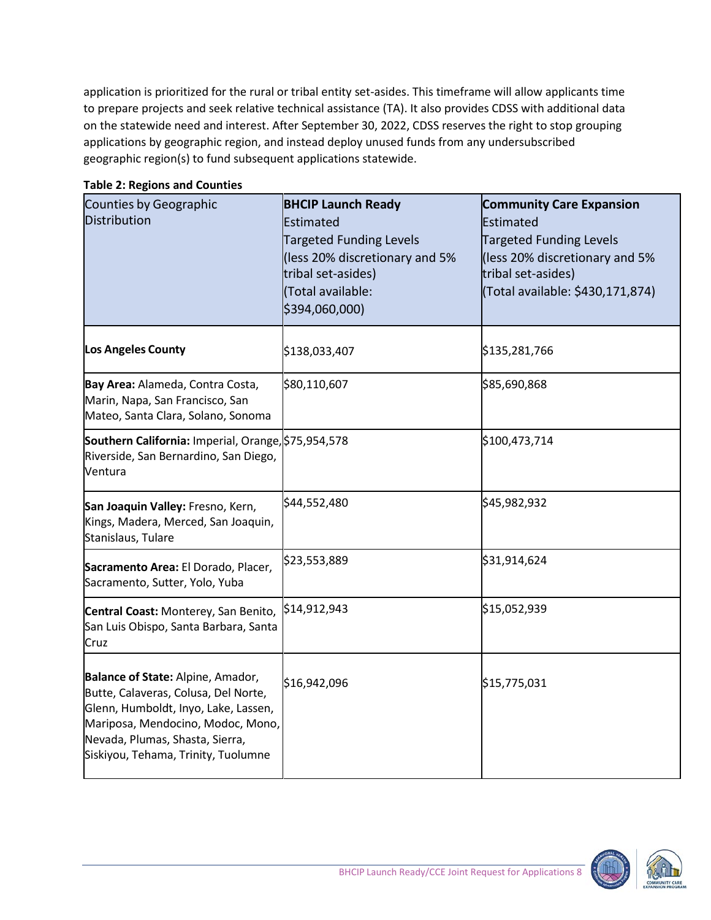application is prioritized for the rural or tribal entity set-asides. This timeframe will allow applicants time to prepare projects and seek relative technical assistance (TA). It also provides CDSS with additional data on the statewide need and interest. After September 30, 2022, CDSS reserves the right to stop grouping applications by geographic region, and instead deploy unused funds from any undersubscribed geographic region(s) to fund subsequent applications statewide.

**Table 2: Regions and Counties**

| Counties by Geographic Distribution | **BHCIP Launch Ready** Estimated Targeted Funding Levels (less 20% discretionary and 5% tribal set-asides) (Total available: $394,060,000) | **Community Care Expansion** Estimated Targeted Funding Levels (less 20% discretionary and 5% tribal set-asides) (Total available: $430,171,874) |
|---|---|---|
| **Los Angeles County** | $138,033,407 | $135,281,766 |
| **Bay Area:** Alameda, Contra Costa, Marin, Napa, San Francisco, San Mateo, Santa Clara, Solano, Sonoma | $80,110,607 | $85,690,868 |
| **Southern California:** Imperial, Orange, Riverside, San Bernardino, San Diego, Ventura | $75,954,578 | $100,473,714 |
| **San Joaquin Valley:** Fresno, Kern, Kings, Madera, Merced, San Joaquin, Stanislaus, Tulare | $44,552,480 | $45,982,932 |
| **Sacramento Area:** El Dorado, Placer, Sacramento, Sutter, Yolo, Yuba | $23,553,889 | $31,914,624 |
| **Central Coast:** Monterey, San Benito, San Luis Obispo, Santa Barbara, Santa Cruz | $14,912,943 | $15,052,939 |
| **Balance of State:** Alpine, Amador, Butte, Calaveras, Colusa, Del Norte, Glenn, Humboldt, Inyo, Lake, Lassen, Mariposa, Mendocino, Modoc, Mono, Nevada, Plumas, Shasta, Sierra, Siskiyou, Tehama, Trinity, Tuolumne | $16,942,096 | $15,775,031 |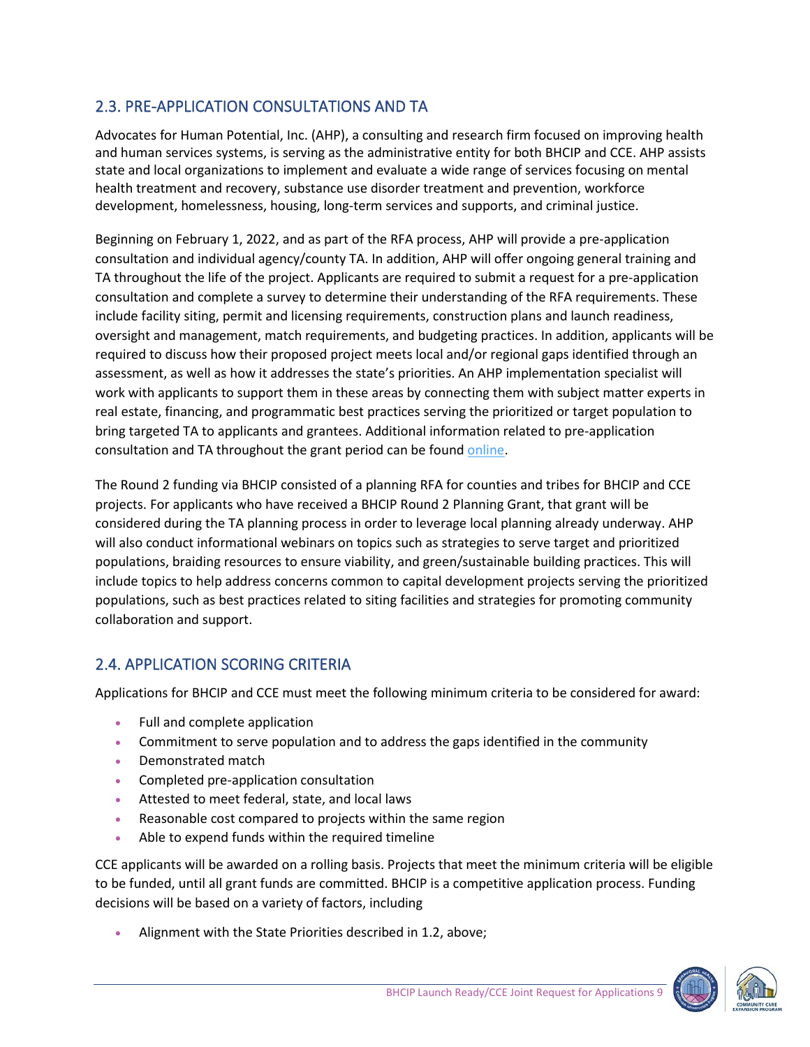## 2.3. PRE-APPLICATION CONSULTATIONS AND TA

Advocates for Human Potential, Inc. (AHP), a consulting and research firm focused on improving health and human services systems, is serving as the administrative entity for both BHCIP and CCE. AHP assists state and local organizations to implement and evaluate a wide range of services focusing on mental health treatment and recovery, substance use disorder treatment and prevention, workforce development, homelessness, housing, long-term services and supports, and criminal justice.

Beginning on February 1, 2022, and as part of the RFA process, AHP will provide a pre-application consultation and individual agency/county TA. In addition, AHP will offer ongoing general training and TA throughout the life of the project. Applicants are required to submit a request for a pre-application consultation and complete a survey to determine their understanding of the RFA requirements. These include facility siting, permit and licensing requirements, construction plans and launch readiness, oversight and management, match requirements, and budgeting practices. In addition, applicants will be required to discuss how their proposed project meets local and/or regional gaps identified through an assessment, as well as how it addresses the state's priorities. An AHP implementation specialist will work with applicants to support them in these areas by connecting them with subject matter experts in real estate, financing, and programmatic best practices serving the prioritized or target population to bring targeted TA to applicants and grantees. Additional information related to pre-application consultation and TA throughout the grant period can be found online.

The Round 2 funding via BHCIP consisted of a planning RFA for counties and tribes for BHCIP and CCE projects. For applicants who have received a BHCIP Round 2 Planning Grant, that grant will be considered during the TA planning process in order to leverage local planning already underway. AHP will also conduct informational webinars on topics such as strategies to serve target and prioritized populations, braiding resources to ensure viability, and green/sustainable building practices. This will include topics to help address concerns common to capital development projects serving the prioritized populations, such as best practices related to siting facilities and strategies for promoting community collaboration and support.

## 2.4. APPLICATION SCORING CRITERIA

Applications for BHCIP and CCE must meet the following minimum criteria to be considered for award:

- Full and complete application
- Commitment to serve population and to address the gaps identified in the community
- Demonstrated match
- Completed pre-application consultation
- Attested to meet federal, state, and local laws
- Reasonable cost compared to projects within the same region
- Able to expend funds within the required timeline

CCE applicants will be awarded on a rolling basis. Projects that meet the minimum criteria will be eligible to be funded, until all grant funds are committed. BHCIP is a competitive application process. Funding decisions will be based on a variety of factors, including

- Alignment with the State Priorities described in 1.2, above;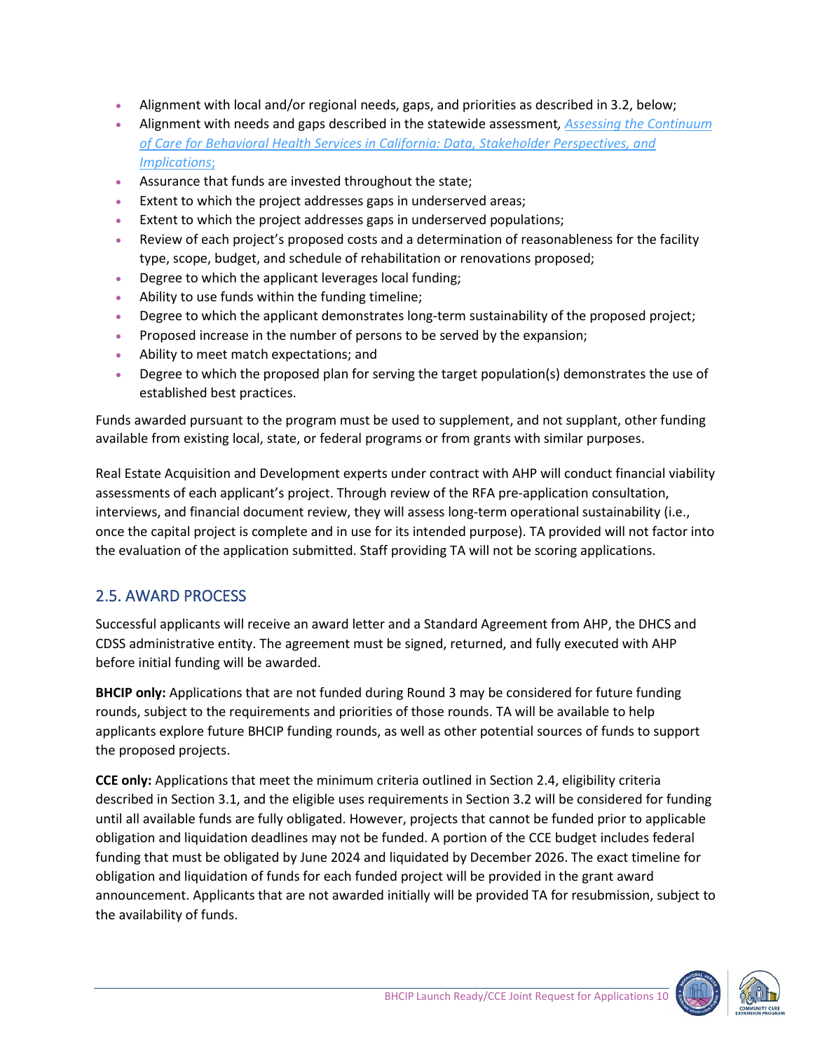- Alignment with local and/or regional needs, gaps, and priorities as described in 3.2, below;
- Alignment with needs and gaps described in the statewide assessment, *Assessing the Continuum of Care for Behavioral Health Services in California: Data, Stakeholder Perspectives, and Implications*;
- Assurance that funds are invested throughout the state;
- Extent to which the project addresses gaps in underserved areas;
- Extent to which the project addresses gaps in underserved populations;
- Review of each project's proposed costs and a determination of reasonableness for the facility type, scope, budget, and schedule of rehabilitation or renovations proposed;
- Degree to which the applicant leverages local funding;
- Ability to use funds within the funding timeline;
- Degree to which the applicant demonstrates long-term sustainability of the proposed project;
- Proposed increase in the number of persons to be served by the expansion;
- Ability to meet match expectations; and
- Degree to which the proposed plan for serving the target population(s) demonstrates the use of established best practices.

Funds awarded pursuant to the program must be used to supplement, and not supplant, other funding available from existing local, state, or federal programs or from grants with similar purposes.

Real Estate Acquisition and Development experts under contract with AHP will conduct financial viability assessments of each applicant's project. Through review of the RFA pre-application consultation, interviews, and financial document review, they will assess long-term operational sustainability (i.e., once the capital project is complete and in use for its intended purpose). TA provided will not factor into the evaluation of the application submitted. Staff providing TA will not be scoring applications.

## 2.5. AWARD PROCESS

Successful applicants will receive an award letter and a Standard Agreement from AHP, the DHCS and CDSS administrative entity. The agreement must be signed, returned, and fully executed with AHP before initial funding will be awarded.

**BHCIP only:** Applications that are not funded during Round 3 may be considered for future funding rounds, subject to the requirements and priorities of those rounds. TA will be available to help applicants explore future BHCIP funding rounds, as well as other potential sources of funds to support the proposed projects.

**CCE only:** Applications that meet the minimum criteria outlined in Section 2.4, eligibility criteria described in Section 3.1, and the eligible uses requirements in Section 3.2 will be considered for funding until all available funds are fully obligated. However, projects that cannot be funded prior to applicable obligation and liquidation deadlines may not be funded. A portion of the CCE budget includes federal funding that must be obligated by June 2024 and liquidated by December 2026. The exact timeline for obligation and liquidation of funds for each funded project will be provided in the grant award announcement. Applicants that are not awarded initially will be provided TA for resubmission, subject to the availability of funds.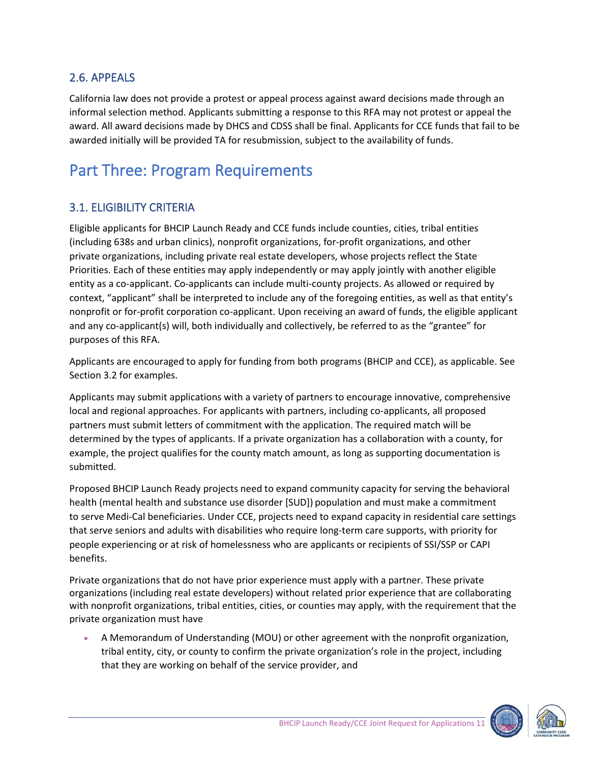## 2.6. APPEALS

California law does not provide a protest or appeal process against award decisions made through an informal selection method. Applicants submitting a response to this RFA may not protest or appeal the award. All award decisions made by DHCS and CDSS shall be final. Applicants for CCE funds that fail to be awarded initially will be provided TA for resubmission, subject to the availability of funds.

# Part Three: Program Requirements

## 3.1. ELIGIBILITY CRITERIA

Eligible applicants for BHCIP Launch Ready and CCE funds include counties, cities, tribal entities (including 638s and urban clinics), nonprofit organizations, for-profit organizations, and other private organizations, including private real estate developers, whose projects reflect the State Priorities. Each of these entities may apply independently or may apply jointly with another eligible entity as a co-applicant. Co-applicants can include multi-county projects. As allowed or required by context, "applicant" shall be interpreted to include any of the foregoing entities, as well as that entity's nonprofit or for-profit corporation co-applicant. Upon receiving an award of funds, the eligible applicant and any co-applicant(s) will, both individually and collectively, be referred to as the "grantee" for purposes of this RFA.

Applicants are encouraged to apply for funding from both programs (BHCIP and CCE), as applicable. See Section 3.2 for examples.

Applicants may submit applications with a variety of partners to encourage innovative, comprehensive local and regional approaches. For applicants with partners, including co-applicants, all proposed partners must submit letters of commitment with the application. The required match will be determined by the types of applicants. If a private organization has a collaboration with a county, for example, the project qualifies for the county match amount, as long as supporting documentation is submitted.

Proposed BHCIP Launch Ready projects need to expand community capacity for serving the behavioral health (mental health and substance use disorder [SUD]) population and must make a commitment to serve Medi-Cal beneficiaries. Under CCE, projects need to expand capacity in residential care settings that serve seniors and adults with disabilities who require long-term care supports, with priority for people experiencing or at risk of homelessness who are applicants or recipients of SSI/SSP or CAPI benefits.

Private organizations that do not have prior experience must apply with a partner. These private organizations (including real estate developers) without related prior experience that are collaborating with nonprofit organizations, tribal entities, cities, or counties may apply, with the requirement that the private organization must have

- A Memorandum of Understanding (MOU) or other agreement with the nonprofit organization, tribal entity, city, or county to confirm the private organization's role in the project, including that they are working on behalf of the service provider, and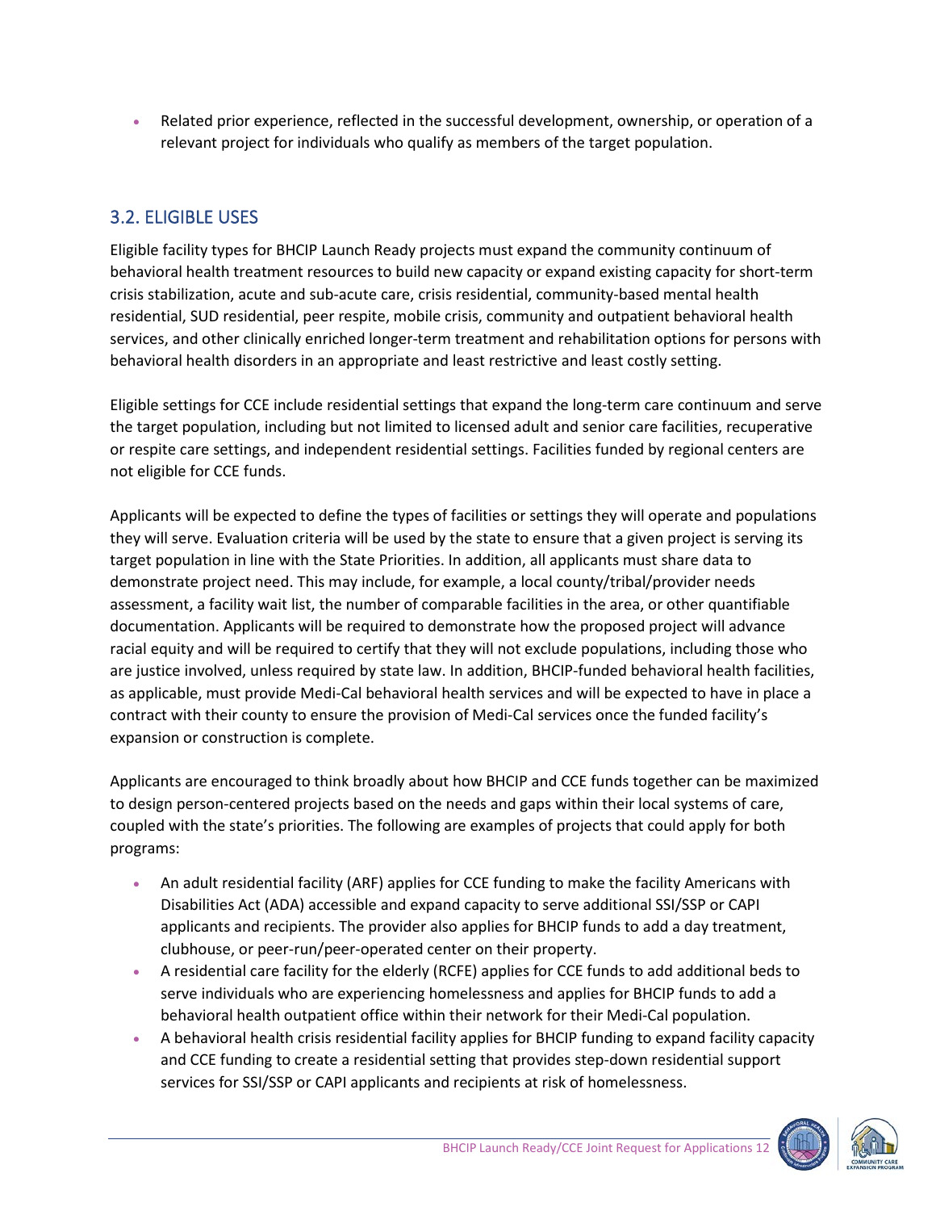- Related prior experience, reflected in the successful development, ownership, or operation of a relevant project for individuals who qualify as members of the target population.

## 3.2. ELIGIBLE USES

Eligible facility types for BHCIP Launch Ready projects must expand the community continuum of behavioral health treatment resources to build new capacity or expand existing capacity for short-term crisis stabilization, acute and sub-acute care, crisis residential, community-based mental health residential, SUD residential, peer respite, mobile crisis, community and outpatient behavioral health services, and other clinically enriched longer-term treatment and rehabilitation options for persons with behavioral health disorders in an appropriate and least restrictive and least costly setting.

Eligible settings for CCE include residential settings that expand the long-term care continuum and serve the target population, including but not limited to licensed adult and senior care facilities, recuperative or respite care settings, and independent residential settings. Facilities funded by regional centers are not eligible for CCE funds.

Applicants will be expected to define the types of facilities or settings they will operate and populations they will serve. Evaluation criteria will be used by the state to ensure that a given project is serving its target population in line with the State Priorities. In addition, all applicants must share data to demonstrate project need. This may include, for example, a local county/tribal/provider needs assessment, a facility wait list, the number of comparable facilities in the area, or other quantifiable documentation. Applicants will be required to demonstrate how the proposed project will advance racial equity and will be required to certify that they will not exclude populations, including those who are justice involved, unless required by state law. In addition, BHCIP-funded behavioral health facilities, as applicable, must provide Medi-Cal behavioral health services and will be expected to have in place a contract with their county to ensure the provision of Medi-Cal services once the funded facility's expansion or construction is complete.

Applicants are encouraged to think broadly about how BHCIP and CCE funds together can be maximized to design person-centered projects based on the needs and gaps within their local systems of care, coupled with the state's priorities. The following are examples of projects that could apply for both programs:

- An adult residential facility (ARF) applies for CCE funding to make the facility Americans with Disabilities Act (ADA) accessible and expand capacity to serve additional SSI/SSP or CAPI applicants and recipients. The provider also applies for BHCIP funds to add a day treatment, clubhouse, or peer-run/peer-operated center on their property.
- A residential care facility for the elderly (RCFE) applies for CCE funds to add additional beds to serve individuals who are experiencing homelessness and applies for BHCIP funds to add a behavioral health outpatient office within their network for their Medi-Cal population.
- A behavioral health crisis residential facility applies for BHCIP funding to expand facility capacity and CCE funding to create a residential setting that provides step-down residential support services for SSI/SSP or CAPI applicants and recipients at risk of homelessness.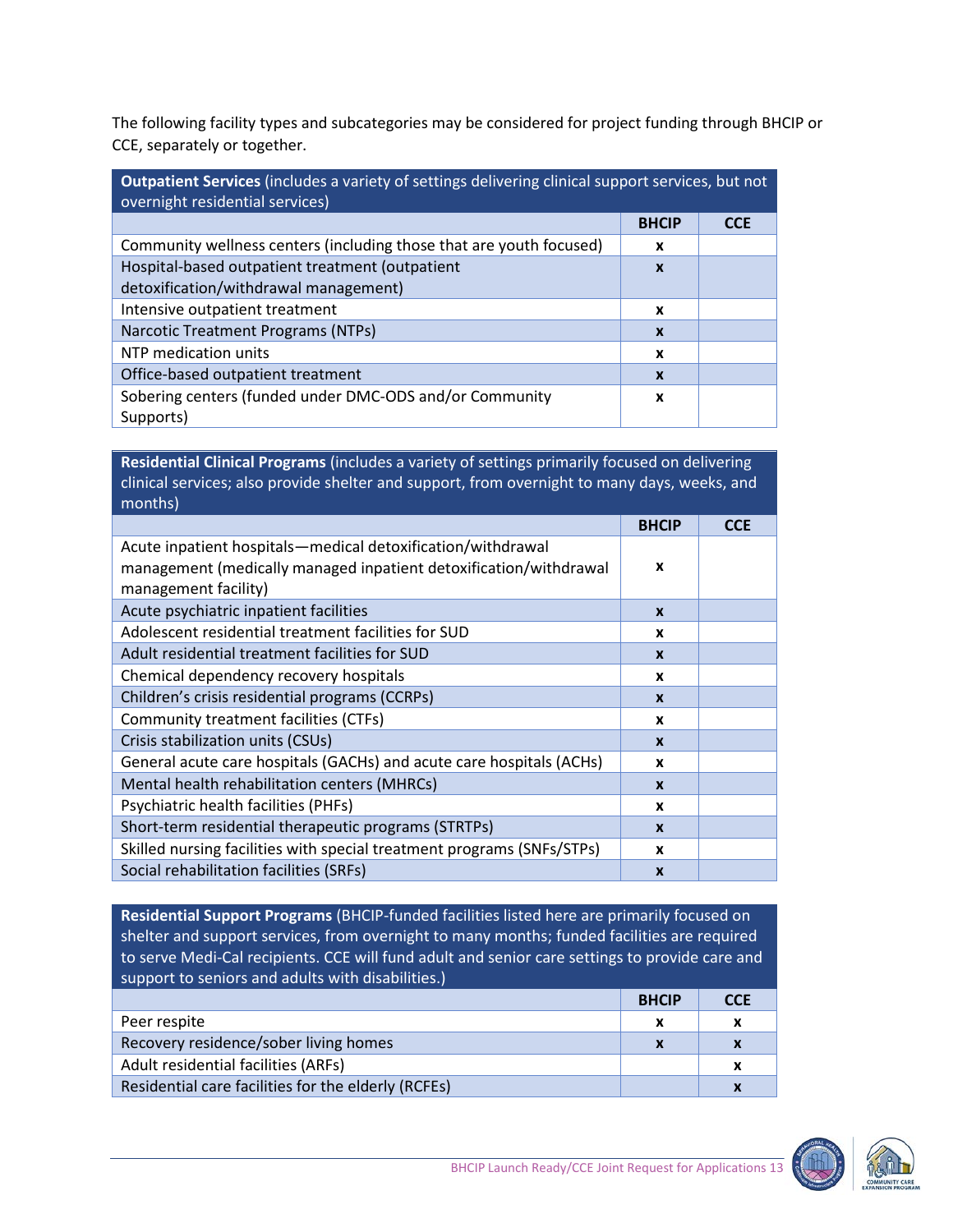The following facility types and subcategories may be considered for project funding through BHCIP or CCE, separately or together.

| **Outpatient Services** (includes a variety of settings delivering clinical support services, but not overnight residential services) | | |
|---|---|---|
| | **BHCIP** | **CCE** |
| Community wellness centers (including those that are youth focused) | x | |
| Hospital-based outpatient treatment (outpatient detoxification/withdrawal management) | x | |
| Intensive outpatient treatment | x | |
| Narcotic Treatment Programs (NTPs) | x | |
| NTP medication units | x | |
| Office-based outpatient treatment | x | |
| Sobering centers (funded under DMC-ODS and/or Community Supports) | x | |

| **Residential Clinical Programs** (includes a variety of settings primarily focused on delivering clinical services; also provide shelter and support, from overnight to many days, weeks, and months) | | |
|---|---|---|
| | **BHCIP** | **CCE** |
| Acute inpatient hospitals—medical detoxification/withdrawal management (medically managed inpatient detoxification/withdrawal management facility) | x | |
| Acute psychiatric inpatient facilities | x | |
| Adolescent residential treatment facilities for SUD | x | |
| Adult residential treatment facilities for SUD | x | |
| Chemical dependency recovery hospitals | x | |
| Children's crisis residential programs (CCRPs) | x | |
| Community treatment facilities (CTFs) | x | |
| Crisis stabilization units (CSUs) | x | |
| General acute care hospitals (GACHs) and acute care hospitals (ACHs) | x | |
| Mental health rehabilitation centers (MHRCs) | x | |
| Psychiatric health facilities (PHFs) | x | |
| Short-term residential therapeutic programs (STRTPs) | x | |
| Skilled nursing facilities with special treatment programs (SNFs/STPs) | x | |
| Social rehabilitation facilities (SRFs) | x | |

| **Residential Support Programs** (BHCIP-funded facilities listed here are primarily focused on shelter and support services, from overnight to many months; funded facilities are required to serve Medi-Cal recipients. CCE will fund adult and senior care settings to provide care and support to seniors and adults with disabilities.) | | |
|---|---|---|
| | **BHCIP** | **CCE** |
| Peer respite | x | x |
| Recovery residence/sober living homes | x | x |
| Adult residential facilities (ARFs) | | x |
| Residential care facilities for the elderly (RCFEs) | | x |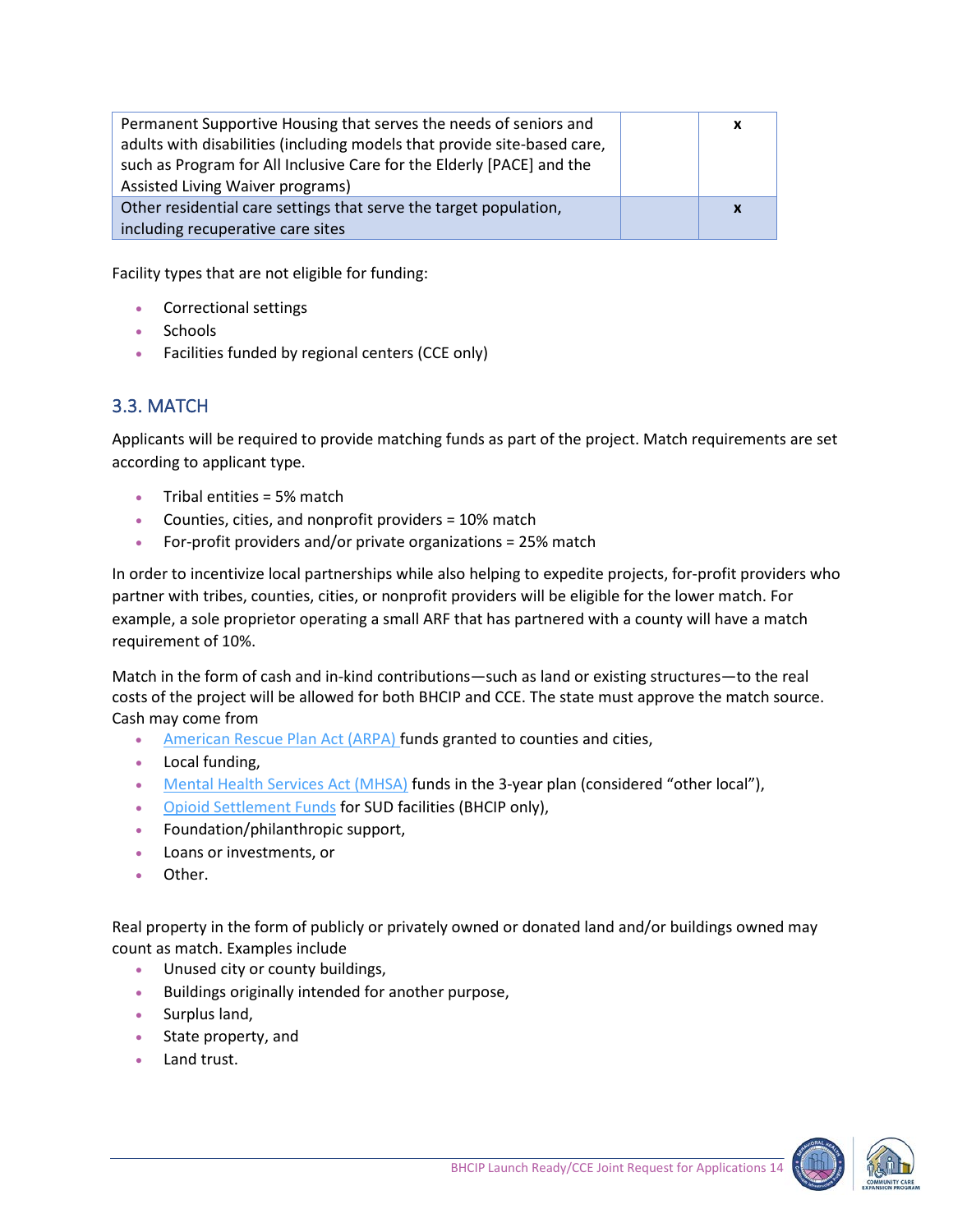| | | |
|---|---|---|
| Permanent Supportive Housing that serves the needs of seniors and adults with disabilities (including models that provide site-based care, such as Program for All Inclusive Care for the Elderly [PACE] and the Assisted Living Waiver programs) | | x |
| Other residential care settings that serve the target population, including recuperative care sites | | x |

Facility types that are not eligible for funding:

- Correctional settings
- Schools
- Facilities funded by regional centers (CCE only)

## 3.3. MATCH

Applicants will be required to provide matching funds as part of the project. Match requirements are set according to applicant type.

- Tribal entities = 5% match
- Counties, cities, and nonprofit providers = 10% match
- For-profit providers and/or private organizations = 25% match

In order to incentivize local partnerships while also helping to expedite projects, for-profit providers who partner with tribes, counties, cities, or nonprofit providers will be eligible for the lower match. For example, a sole proprietor operating a small ARF that has partnered with a county will have a match requirement of 10%.

Match in the form of cash and in-kind contributions—such as land or existing structures—to the real costs of the project will be allowed for both BHCIP and CCE. The state must approve the match source. Cash may come from

- American Rescue Plan Act (ARPA) funds granted to counties and cities,
- Local funding,
- Mental Health Services Act (MHSA) funds in the 3-year plan (considered "other local"),
- Opioid Settlement Funds for SUD facilities (BHCIP only),
- Foundation/philanthropic support,
- Loans or investments, or
- Other.

Real property in the form of publicly or privately owned or donated land and/or buildings owned may count as match. Examples include

- Unused city or county buildings,
- Buildings originally intended for another purpose,
- Surplus land,
- State property, and
- Land trust.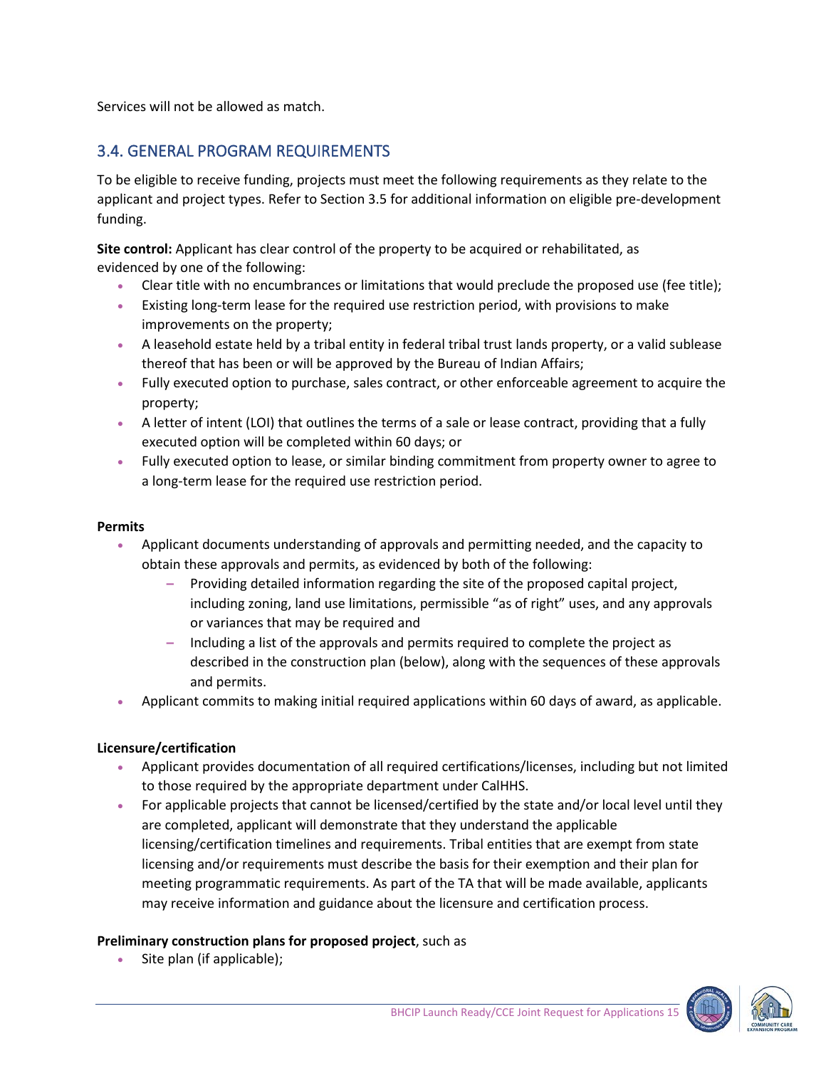Services will not be allowed as match.

## 3.4. GENERAL PROGRAM REQUIREMENTS

To be eligible to receive funding, projects must meet the following requirements as they relate to the applicant and project types. Refer to Section 3.5 for additional information on eligible pre-development funding.

**Site control:** Applicant has clear control of the property to be acquired or rehabilitated, as evidenced by one of the following:

- Clear title with no encumbrances or limitations that would preclude the proposed use (fee title);
- Existing long-term lease for the required use restriction period, with provisions to make improvements on the property;
- A leasehold estate held by a tribal entity in federal tribal trust lands property, or a valid sublease thereof that has been or will be approved by the Bureau of Indian Affairs;
- Fully executed option to purchase, sales contract, or other enforceable agreement to acquire the property;
- A letter of intent (LOI) that outlines the terms of a sale or lease contract, providing that a fully executed option will be completed within 60 days; or
- Fully executed option to lease, or similar binding commitment from property owner to agree to a long-term lease for the required use restriction period.

**Permits**

- Applicant documents understanding of approvals and permitting needed, and the capacity to obtain these approvals and permits, as evidenced by both of the following:
  - Providing detailed information regarding the site of the proposed capital project, including zoning, land use limitations, permissible "as of right" uses, and any approvals or variances that may be required and
  - Including a list of the approvals and permits required to complete the project as described in the construction plan (below), along with the sequences of these approvals and permits.
- Applicant commits to making initial required applications within 60 days of award, as applicable.

**Licensure/certification**

- Applicant provides documentation of all required certifications/licenses, including but not limited to those required by the appropriate department under CalHHS.
- For applicable projects that cannot be licensed/certified by the state and/or local level until they are completed, applicant will demonstrate that they understand the applicable licensing/certification timelines and requirements. Tribal entities that are exempt from state licensing and/or requirements must describe the basis for their exemption and their plan for meeting programmatic requirements. As part of the TA that will be made available, applicants may receive information and guidance about the licensure and certification process.

**Preliminary construction plans for proposed project**, such as

- Site plan (if applicable);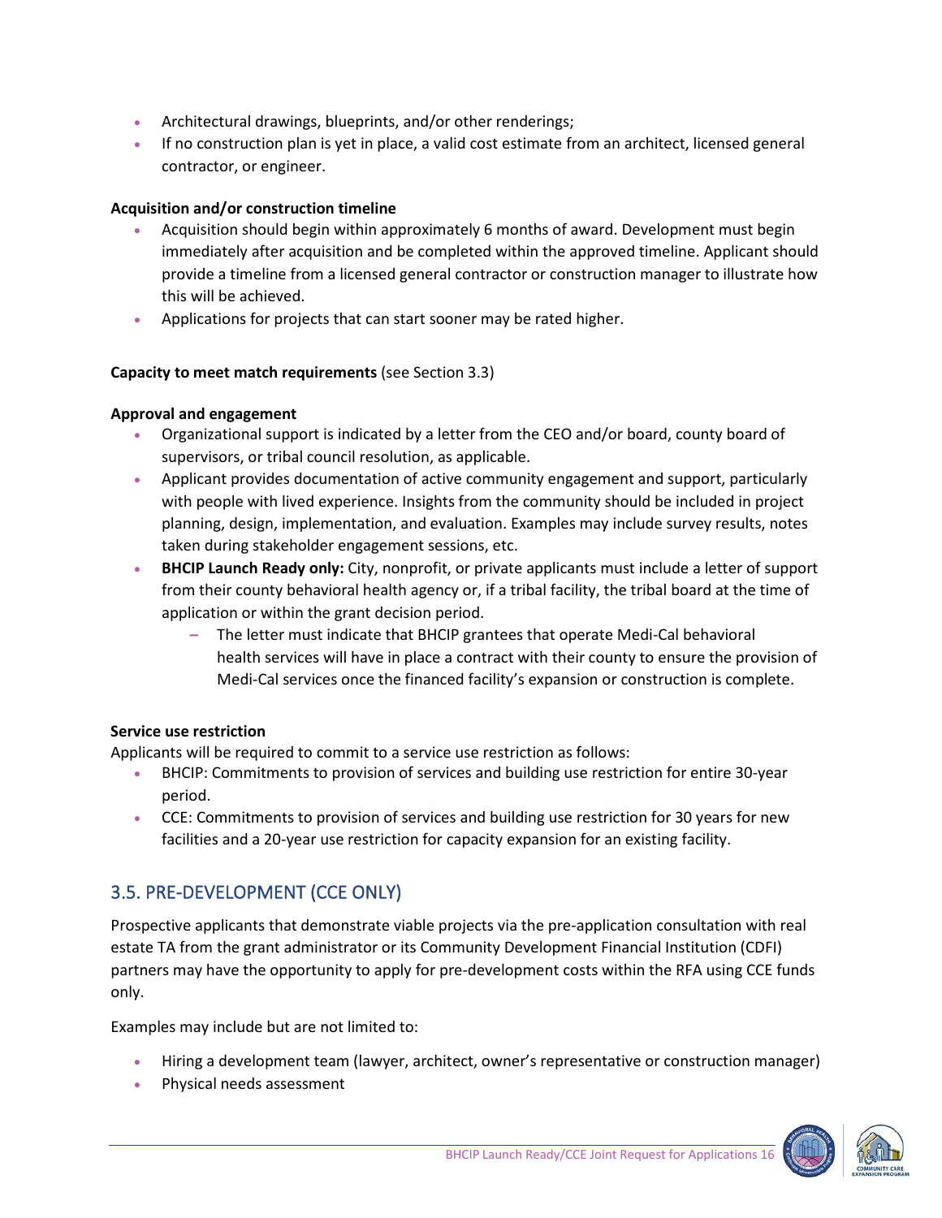- Architectural drawings, blueprints, and/or other renderings;
- If no construction plan is yet in place, a valid cost estimate from an architect, licensed general contractor, or engineer.

**Acquisition and/or construction timeline**

- Acquisition should begin within approximately 6 months of award. Development must begin immediately after acquisition and be completed within the approved timeline. Applicant should provide a timeline from a licensed general contractor or construction manager to illustrate how this will be achieved.
- Applications for projects that can start sooner may be rated higher.

**Capacity to meet match requirements** (see Section 3.3)

**Approval and engagement**

- Organizational support is indicated by a letter from the CEO and/or board, county board of supervisors, or tribal council resolution, as applicable.
- Applicant provides documentation of active community engagement and support, particularly with people with lived experience. Insights from the community should be included in project planning, design, implementation, and evaluation. Examples may include survey results, notes taken during stakeholder engagement sessions, etc.
- **BHCIP Launch Ready only:** City, nonprofit, or private applicants must include a letter of support from their county behavioral health agency or, if a tribal facility, the tribal board at the time of application or within the grant decision period.
  - The letter must indicate that BHCIP grantees that operate Medi-Cal behavioral health services will have in place a contract with their county to ensure the provision of Medi-Cal services once the financed facility's expansion or construction is complete.

**Service use restriction**

Applicants will be required to commit to a service use restriction as follows:

- BHCIP: Commitments to provision of services and building use restriction for entire 30-year period.
- CCE: Commitments to provision of services and building use restriction for 30 years for new facilities and a 20-year use restriction for capacity expansion for an existing facility.

## 3.5. PRE-DEVELOPMENT (CCE ONLY)

Prospective applicants that demonstrate viable projects via the pre-application consultation with real estate TA from the grant administrator or its Community Development Financial Institution (CDFI) partners may have the opportunity to apply for pre-development costs within the RFA using CCE funds only.

Examples may include but are not limited to:

- Hiring a development team (lawyer, architect, owner's representative or construction manager)
- Physical needs assessment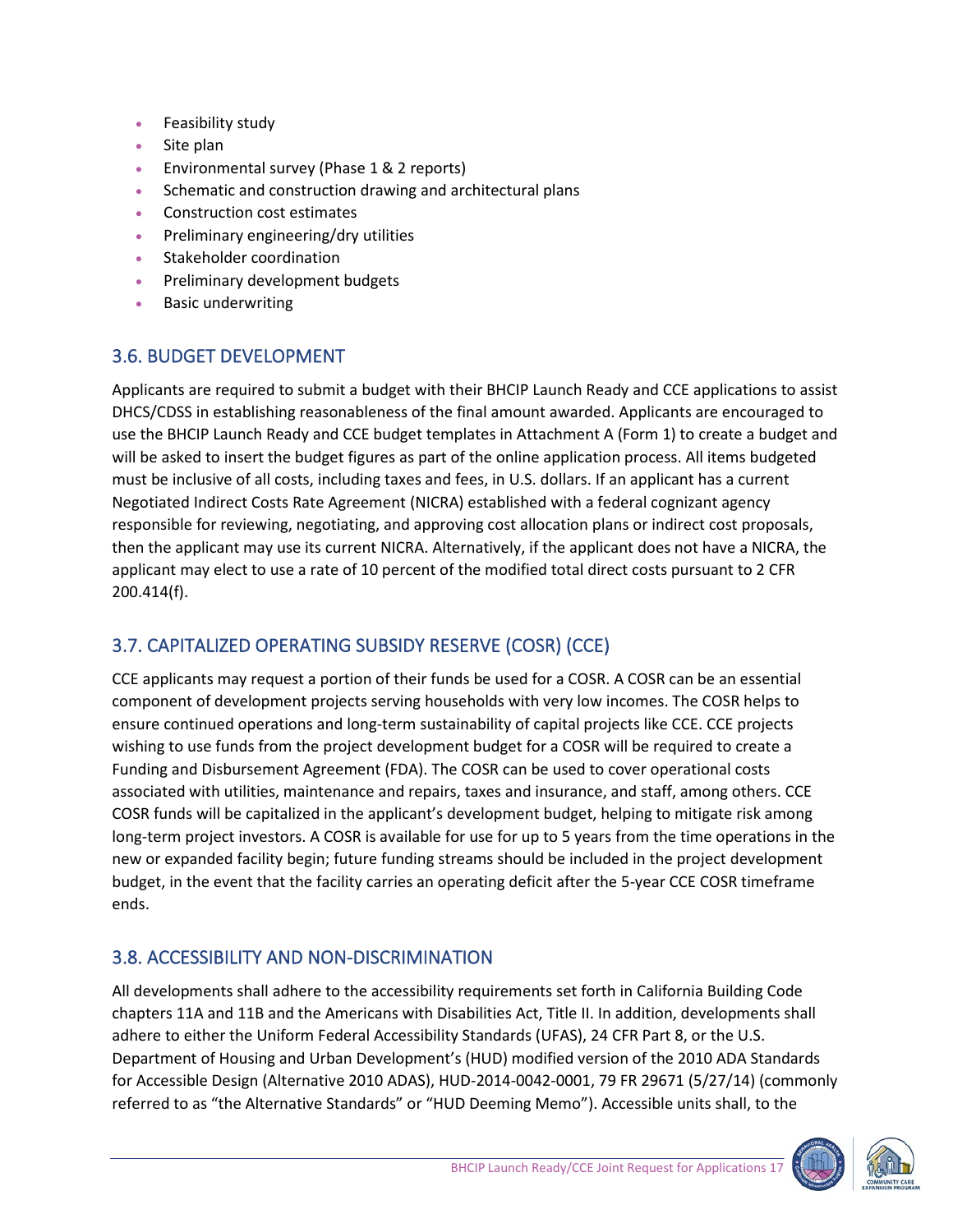- Feasibility study
- Site plan
- Environmental survey (Phase 1 & 2 reports)
- Schematic and construction drawing and architectural plans
- Construction cost estimates
- Preliminary engineering/dry utilities
- Stakeholder coordination
- Preliminary development budgets
- Basic underwriting

## 3.6. BUDGET DEVELOPMENT

Applicants are required to submit a budget with their BHCIP Launch Ready and CCE applications to assist DHCS/CDSS in establishing reasonableness of the final amount awarded. Applicants are encouraged to use the BHCIP Launch Ready and CCE budget templates in Attachment A (Form 1) to create a budget and will be asked to insert the budget figures as part of the online application process. All items budgeted must be inclusive of all costs, including taxes and fees, in U.S. dollars. If an applicant has a current Negotiated Indirect Costs Rate Agreement (NICRA) established with a federal cognizant agency responsible for reviewing, negotiating, and approving cost allocation plans or indirect cost proposals, then the applicant may use its current NICRA. Alternatively, if the applicant does not have a NICRA, the applicant may elect to use a rate of 10 percent of the modified total direct costs pursuant to 2 CFR 200.414(f).

## 3.7. CAPITALIZED OPERATING SUBSIDY RESERVE (COSR) (CCE)

CCE applicants may request a portion of their funds be used for a COSR. A COSR can be an essential component of development projects serving households with very low incomes. The COSR helps to ensure continued operations and long-term sustainability of capital projects like CCE. CCE projects wishing to use funds from the project development budget for a COSR will be required to create a Funding and Disbursement Agreement (FDA). The COSR can be used to cover operational costs associated with utilities, maintenance and repairs, taxes and insurance, and staff, among others. CCE COSR funds will be capitalized in the applicant's development budget, helping to mitigate risk among long-term project investors. A COSR is available for use for up to 5 years from the time operations in the new or expanded facility begin; future funding streams should be included in the project development budget, in the event that the facility carries an operating deficit after the 5-year CCE COSR timeframe ends.

## 3.8. ACCESSIBILITY AND NON-DISCRIMINATION

All developments shall adhere to the accessibility requirements set forth in California Building Code chapters 11A and 11B and the Americans with Disabilities Act, Title II. In addition, developments shall adhere to either the Uniform Federal Accessibility Standards (UFAS), 24 CFR Part 8, or the U.S. Department of Housing and Urban Development's (HUD) modified version of the 2010 ADA Standards for Accessible Design (Alternative 2010 ADAS), HUD-2014-0042-0001, 79 FR 29671 (5/27/14) (commonly referred to as "the Alternative Standards" or "HUD Deeming Memo"). Accessible units shall, to the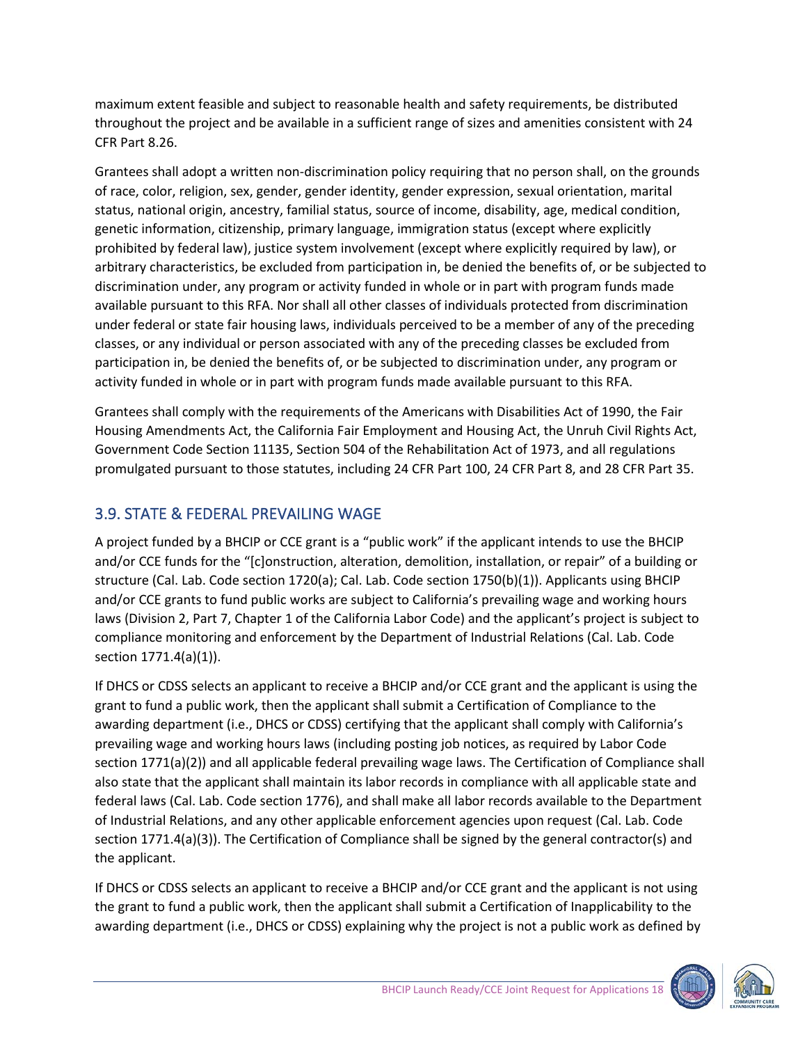maximum extent feasible and subject to reasonable health and safety requirements, be distributed throughout the project and be available in a sufficient range of sizes and amenities consistent with 24 CFR Part 8.26.

Grantees shall adopt a written non-discrimination policy requiring that no person shall, on the grounds of race, color, religion, sex, gender, gender identity, gender expression, sexual orientation, marital status, national origin, ancestry, familial status, source of income, disability, age, medical condition, genetic information, citizenship, primary language, immigration status (except where explicitly prohibited by federal law), justice system involvement (except where explicitly required by law), or arbitrary characteristics, be excluded from participation in, be denied the benefits of, or be subjected to discrimination under, any program or activity funded in whole or in part with program funds made available pursuant to this RFA. Nor shall all other classes of individuals protected from discrimination under federal or state fair housing laws, individuals perceived to be a member of any of the preceding classes, or any individual or person associated with any of the preceding classes be excluded from participation in, be denied the benefits of, or be subjected to discrimination under, any program or activity funded in whole or in part with program funds made available pursuant to this RFA.

Grantees shall comply with the requirements of the Americans with Disabilities Act of 1990, the Fair Housing Amendments Act, the California Fair Employment and Housing Act, the Unruh Civil Rights Act, Government Code Section 11135, Section 504 of the Rehabilitation Act of 1973, and all regulations promulgated pursuant to those statutes, including 24 CFR Part 100, 24 CFR Part 8, and 28 CFR Part 35.

## 3.9. STATE & FEDERAL PREVAILING WAGE

A project funded by a BHCIP or CCE grant is a "public work" if the applicant intends to use the BHCIP and/or CCE funds for the "[c]onstruction, alteration, demolition, installation, or repair" of a building or structure (Cal. Lab. Code section 1720(a); Cal. Lab. Code section 1750(b)(1)). Applicants using BHCIP and/or CCE grants to fund public works are subject to California's prevailing wage and working hours laws (Division 2, Part 7, Chapter 1 of the California Labor Code) and the applicant's project is subject to compliance monitoring and enforcement by the Department of Industrial Relations (Cal. Lab. Code section 1771.4(a)(1)).

If DHCS or CDSS selects an applicant to receive a BHCIP and/or CCE grant and the applicant is using the grant to fund a public work, then the applicant shall submit a Certification of Compliance to the awarding department (i.e., DHCS or CDSS) certifying that the applicant shall comply with California's prevailing wage and working hours laws (including posting job notices, as required by Labor Code section 1771(a)(2)) and all applicable federal prevailing wage laws. The Certification of Compliance shall also state that the applicant shall maintain its labor records in compliance with all applicable state and federal laws (Cal. Lab. Code section 1776), and shall make all labor records available to the Department of Industrial Relations, and any other applicable enforcement agencies upon request (Cal. Lab. Code section 1771.4(a)(3)). The Certification of Compliance shall be signed by the general contractor(s) and the applicant.

If DHCS or CDSS selects an applicant to receive a BHCIP and/or CCE grant and the applicant is not using the grant to fund a public work, then the applicant shall submit a Certification of Inapplicability to the awarding department (i.e., DHCS or CDSS) explaining why the project is not a public work as defined by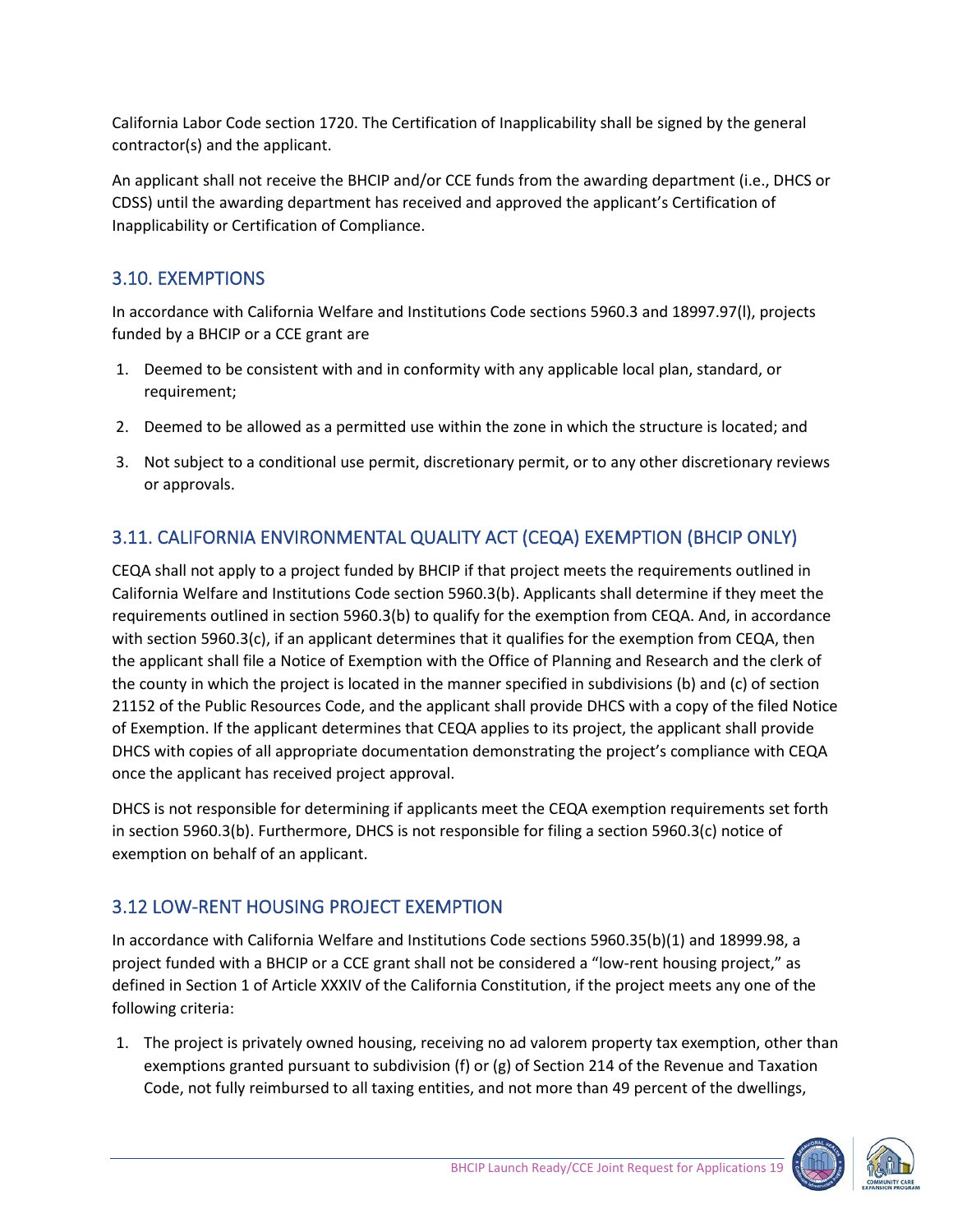California Labor Code section 1720. The Certification of Inapplicability shall be signed by the general contractor(s) and the applicant.

An applicant shall not receive the BHCIP and/or CCE funds from the awarding department (i.e., DHCS or CDSS) until the awarding department has received and approved the applicant's Certification of Inapplicability or Certification of Compliance.

## 3.10. EXEMPTIONS

In accordance with California Welfare and Institutions Code sections 5960.3 and 18997.97(l), projects funded by a BHCIP or a CCE grant are

1. Deemed to be consistent with and in conformity with any applicable local plan, standard, or requirement;
2. Deemed to be allowed as a permitted use within the zone in which the structure is located; and
3. Not subject to a conditional use permit, discretionary permit, or to any other discretionary reviews or approvals.

## 3.11. CALIFORNIA ENVIRONMENTAL QUALITY ACT (CEQA) EXEMPTION (BHCIP ONLY)

CEQA shall not apply to a project funded by BHCIP if that project meets the requirements outlined in California Welfare and Institutions Code section 5960.3(b). Applicants shall determine if they meet the requirements outlined in section 5960.3(b) to qualify for the exemption from CEQA. And, in accordance with section 5960.3(c), if an applicant determines that it qualifies for the exemption from CEQA, then the applicant shall file a Notice of Exemption with the Office of Planning and Research and the clerk of the county in which the project is located in the manner specified in subdivisions (b) and (c) of section 21152 of the Public Resources Code, and the applicant shall provide DHCS with a copy of the filed Notice of Exemption. If the applicant determines that CEQA applies to its project, the applicant shall provide DHCS with copies of all appropriate documentation demonstrating the project's compliance with CEQA once the applicant has received project approval.

DHCS is not responsible for determining if applicants meet the CEQA exemption requirements set forth in section 5960.3(b). Furthermore, DHCS is not responsible for filing a section 5960.3(c) notice of exemption on behalf of an applicant.

## 3.12 LOW-RENT HOUSING PROJECT EXEMPTION

In accordance with California Welfare and Institutions Code sections 5960.35(b)(1) and 18999.98, a project funded with a BHCIP or a CCE grant shall not be considered a "low-rent housing project," as defined in Section 1 of Article XXXIV of the California Constitution, if the project meets any one of the following criteria:

1. The project is privately owned housing, receiving no ad valorem property tax exemption, other than exemptions granted pursuant to subdivision (f) or (g) of Section 214 of the Revenue and Taxation Code, not fully reimbursed to all taxing entities, and not more than 49 percent of the dwellings,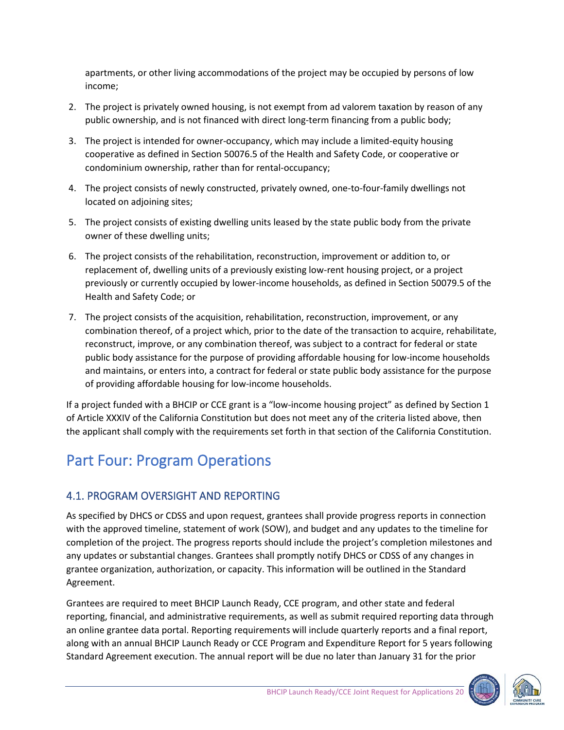apartments, or other living accommodations of the project may be occupied by persons of low income;

2. The project is privately owned housing, is not exempt from ad valorem taxation by reason of any public ownership, and is not financed with direct long-term financing from a public body;
3. The project is intended for owner-occupancy, which may include a limited-equity housing cooperative as defined in Section 50076.5 of the Health and Safety Code, or cooperative or condominium ownership, rather than for rental-occupancy;
4. The project consists of newly constructed, privately owned, one-to-four-family dwellings not located on adjoining sites;
5. The project consists of existing dwelling units leased by the state public body from the private owner of these dwelling units;
6. The project consists of the rehabilitation, reconstruction, improvement or addition to, or replacement of, dwelling units of a previously existing low-rent housing project, or a project previously or currently occupied by lower-income households, as defined in Section 50079.5 of the Health and Safety Code; or
7. The project consists of the acquisition, rehabilitation, reconstruction, improvement, or any combination thereof, of a project which, prior to the date of the transaction to acquire, rehabilitate, reconstruct, improve, or any combination thereof, was subject to a contract for federal or state public body assistance for the purpose of providing affordable housing for low-income households and maintains, or enters into, a contract for federal or state public body assistance for the purpose of providing affordable housing for low-income households.

If a project funded with a BHCIP or CCE grant is a "low-income housing project" as defined by Section 1 of Article XXXIV of the California Constitution but does not meet any of the criteria listed above, then the applicant shall comply with the requirements set forth in that section of the California Constitution.

# Part Four: Program Operations

## 4.1. PROGRAM OVERSIGHT AND REPORTING

As specified by DHCS or CDSS and upon request, grantees shall provide progress reports in connection with the approved timeline, statement of work (SOW), and budget and any updates to the timeline for completion of the project. The progress reports should include the project's completion milestones and any updates or substantial changes. Grantees shall promptly notify DHCS or CDSS of any changes in grantee organization, authorization, or capacity. This information will be outlined in the Standard Agreement.

Grantees are required to meet BHCIP Launch Ready, CCE program, and other state and federal reporting, financial, and administrative requirements, as well as submit required reporting data through an online grantee data portal. Reporting requirements will include quarterly reports and a final report, along with an annual BHCIP Launch Ready or CCE Program and Expenditure Report for 5 years following Standard Agreement execution. The annual report will be due no later than January 31 for the prior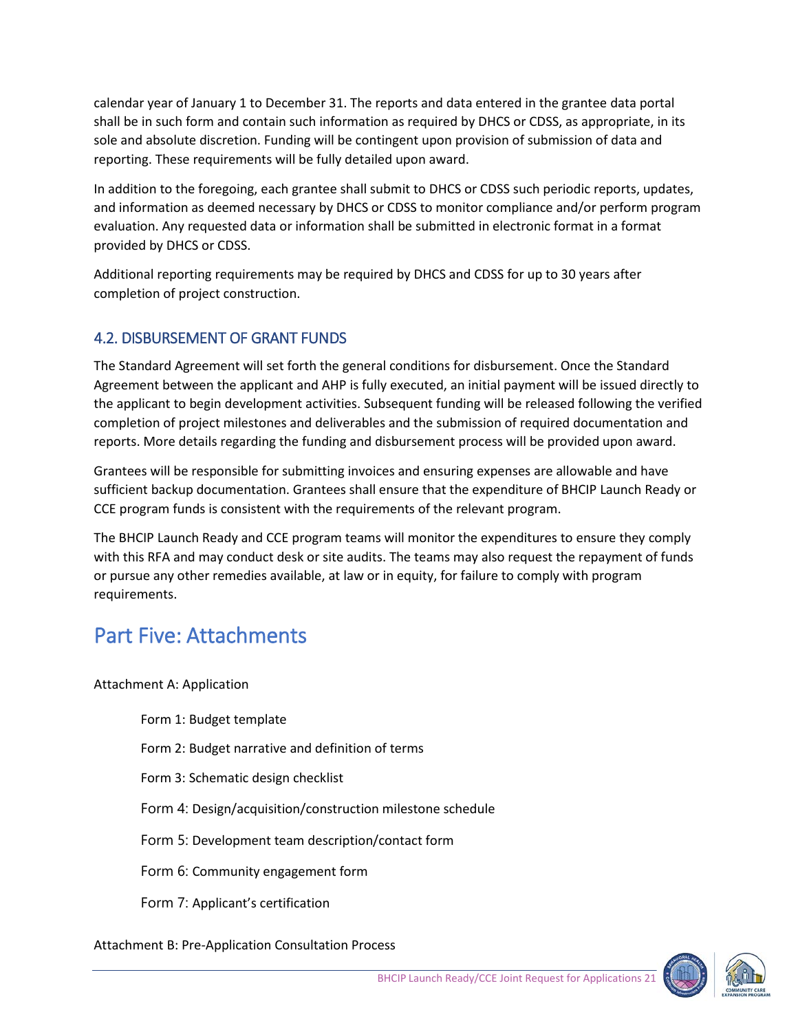calendar year of January 1 to December 31. The reports and data entered in the grantee data portal shall be in such form and contain such information as required by DHCS or CDSS, as appropriate, in its sole and absolute discretion. Funding will be contingent upon provision of submission of data and reporting. These requirements will be fully detailed upon award.

In addition to the foregoing, each grantee shall submit to DHCS or CDSS such periodic reports, updates, and information as deemed necessary by DHCS or CDSS to monitor compliance and/or perform program evaluation. Any requested data or information shall be submitted in electronic format in a format provided by DHCS or CDSS.

Additional reporting requirements may be required by DHCS and CDSS for up to 30 years after completion of project construction.

### 4.2. DISBURSEMENT OF GRANT FUNDS

The Standard Agreement will set forth the general conditions for disbursement. Once the Standard Agreement between the applicant and AHP is fully executed, an initial payment will be issued directly to the applicant to begin development activities. Subsequent funding will be released following the verified completion of project milestones and deliverables and the submission of required documentation and reports. More details regarding the funding and disbursement process will be provided upon award.

Grantees will be responsible for submitting invoices and ensuring expenses are allowable and have sufficient backup documentation. Grantees shall ensure that the expenditure of BHCIP Launch Ready or CCE program funds is consistent with the requirements of the relevant program.

The BHCIP Launch Ready and CCE program teams will monitor the expenditures to ensure they comply with this RFA and may conduct desk or site audits. The teams may also request the repayment of funds or pursue any other remedies available, at law or in equity, for failure to comply with program requirements.

## Part Five: Attachments

Attachment A: Application

- Form 1: Budget template
- Form 2: Budget narrative and definition of terms
- Form 3: Schematic design checklist
- Form 4: Design/acquisition/construction milestone schedule
- Form 5: Development team description/contact form
- Form 6: Community engagement form
- Form 7: Applicant's certification

Attachment B: Pre-Application Consultation Process